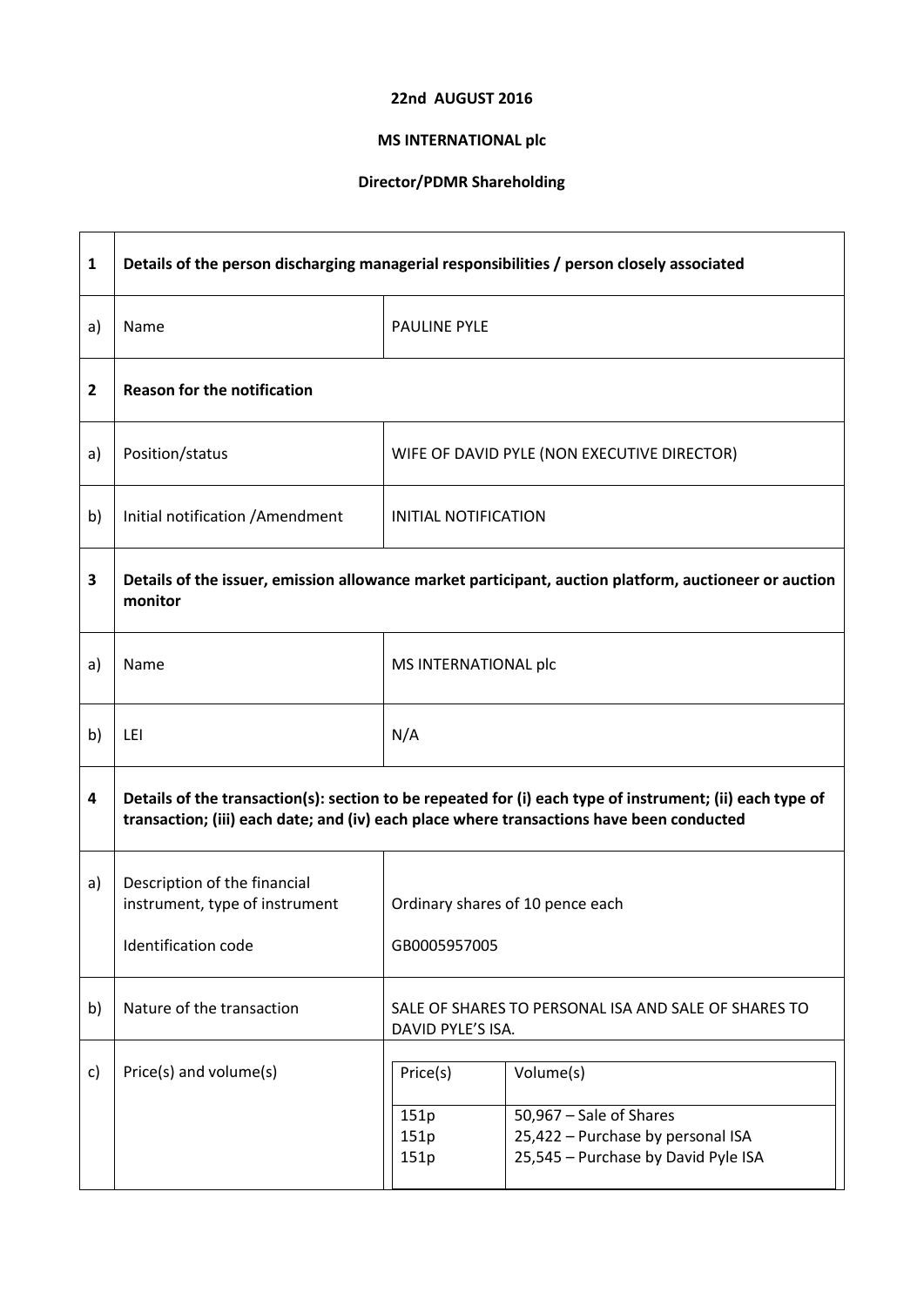**22nd AUGUST 2016**

**MS INTERNATIONAL plc**

**Director/PDMR Shareholding**

| | | |
|---|---|---|
| **1** | **Details of the person discharging managerial responsibilities / person closely associated** | |
| a) | Name | PAULINE PYLE |
| **2** | **Reason for the notification** | |
| a) | Position/status | WIFE OF DAVID PYLE (NON EXECUTIVE DIRECTOR) |
| b) | Initial notification /Amendment | INITIAL NOTIFICATION |
| **3** | **Details of the issuer, emission allowance market participant, auction platform, auctioneer or auction monitor** | |
| a) | Name | MS INTERNATIONAL plc |
| b) | LEI | N/A |
| **4** | **Details of the transaction(s): section to be repeated for (i) each type of instrument; (ii) each type of transaction; (iii) each date; and (iv) each place where transactions have been conducted** | |
| a) | Description of the financial instrument, type of instrument<br><br>Identification code | Ordinary shares of 10 pence each<br><br>GB0005957005 |
| b) | Nature of the transaction | SALE OF SHARES TO PERSONAL ISA AND SALE OF SHARES TO DAVID PYLE'S ISA. |
| c) | Price(s) and volume(s) | See table below |

| Price(s) | Volume(s) |
|---|---|
| 151p | 50,967 – Sale of Shares |
| 151p | 25,422 – Purchase by personal ISA |
| 151p | 25,545 – Purchase by David Pyle ISA |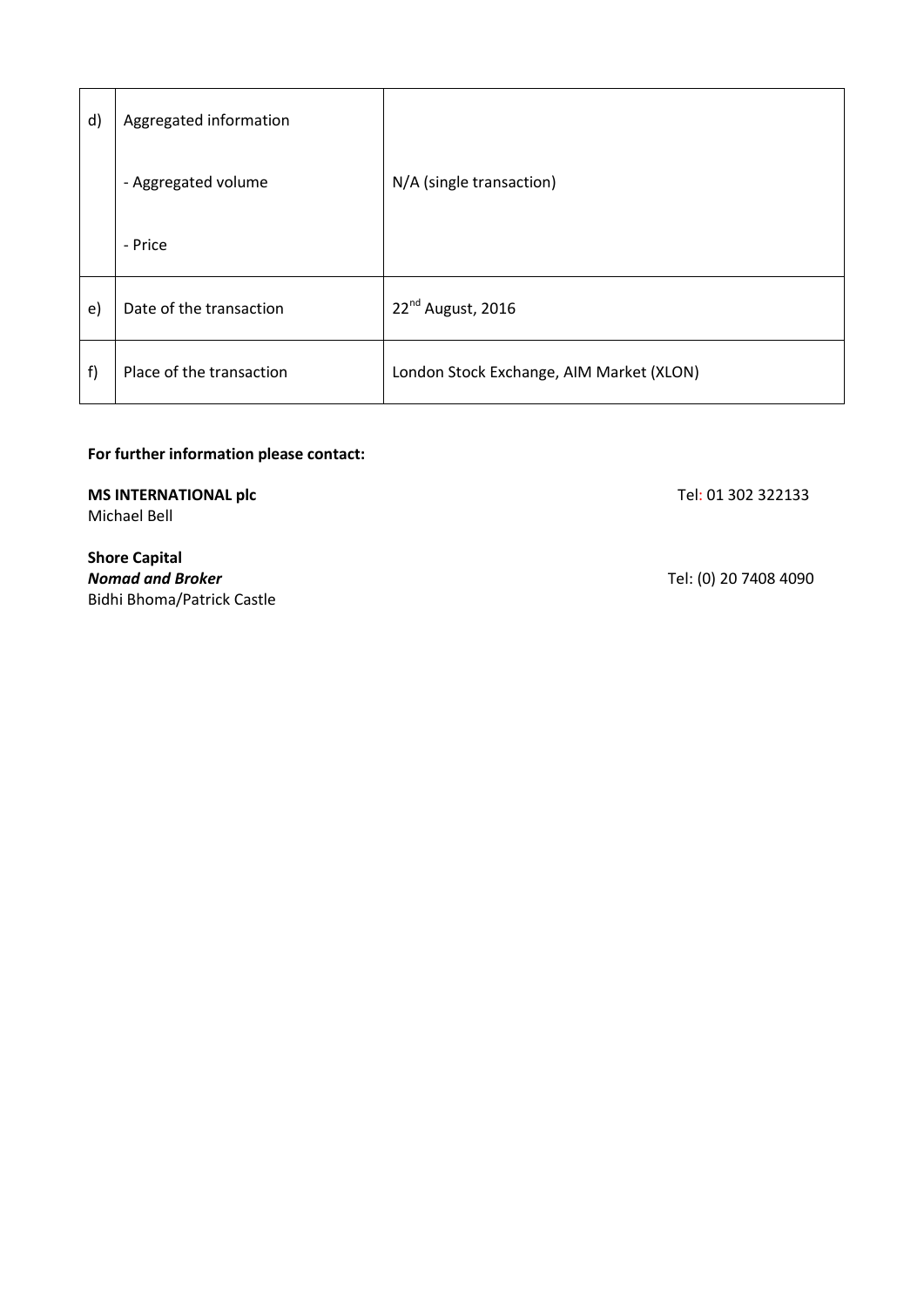| | | |
|---|---|---|
| d) | Aggregated information<br><br>- Aggregated volume<br><br>- Price | N/A (single transaction) |
| e) | Date of the transaction | 22nd August, 2016 |
| f) | Place of the transaction | London Stock Exchange, AIM Market (XLON) |

**For further information please contact:**

**MS INTERNATIONAL plc** Tel: 01 302 322133
Michael Bell

**Shore Capital**
***Nomad and Broker*** Tel: (0) 20 7408 4090
Bidhi Bhoma/Patrick Castle